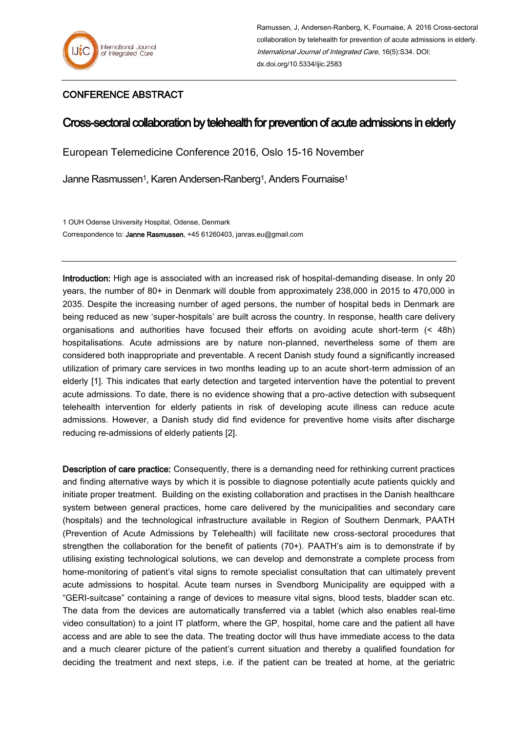Ramussen, J, Andersen-Ranberg, K, Fournaise, A 2016 Cross-sectoral collaboration by telehealth for prevention of acute admissions in elderly. *International Journal of Integrated Care*, 16(5):S34. DOI: dx.doi.org/10.5334/ijic.2583

## CONFERENCE ABSTRACT

# Cross-sectoral collaboration by telehealth for prevention of acute admissions in elderly

European Telemedicine Conference 2016, Oslo 15-16 November

Janne Rasmussen[1], Karen Andersen-Ranberg[1], Anders Fournaise[1]

1 OUH Odense University Hospital, Odense, Denmark

Correspondence to: **Janne Rasmussen**, +45 61260403, janras.eu@gmail.com

---

**Introduction:** High age is associated with an increased risk of hospital-demanding disease. In only 20 years, the number of 80+ in Denmark will double from approximately 238,000 in 2015 to 470,000 in 2035. Despite the increasing number of aged persons, the number of hospital beds in Denmark are being reduced as new 'super-hospitals' are built across the country. In response, health care delivery organisations and authorities have focused their efforts on avoiding acute short-term (< 48h) hospitalisations. Acute admissions are by nature non-planned, nevertheless some of them are considered both inappropriate and preventable. A recent Danish study found a significantly increased utilization of primary care services in two months leading up to an acute short-term admission of an elderly [1]. This indicates that early detection and targeted intervention have the potential to prevent acute admissions. To date, there is no evidence showing that a pro-active detection with subsequent telehealth intervention for elderly patients in risk of developing acute illness can reduce acute admissions. However, a Danish study did find evidence for preventive home visits after discharge reducing re-admissions of elderly patients [2].

**Description of care practice:** Consequently, there is a demanding need for rethinking current practices and finding alternative ways by which it is possible to diagnose potentially acute patients quickly and initiate proper treatment. Building on the existing collaboration and practises in the Danish healthcare system between general practices, home care delivered by the municipalities and secondary care (hospitals) and the technological infrastructure available in Region of Southern Denmark, PAATH (Prevention of Acute Admissions by Telehealth) will facilitate new cross-sectoral procedures that strengthen the collaboration for the benefit of patients (70+). PAATH's aim is to demonstrate if by utilising existing technological solutions, we can develop and demonstrate a complete process from home-monitoring of patient's vital signs to remote specialist consultation that can ultimately prevent acute admissions to hospital. Acute team nurses in Svendborg Municipality are equipped with a "GERI-suitcase" containing a range of devices to measure vital signs, blood tests, bladder scan etc. The data from the devices are automatically transferred via a tablet (which also enables real-time video consultation) to a joint IT platform, where the GP, hospital, home care and the patient all have access and are able to see the data. The treating doctor will thus have immediate access to the data and a much clearer picture of the patient's current situation and thereby a qualified foundation for deciding the treatment and next steps, i.e. if the patient can be treated at home, at the geriatric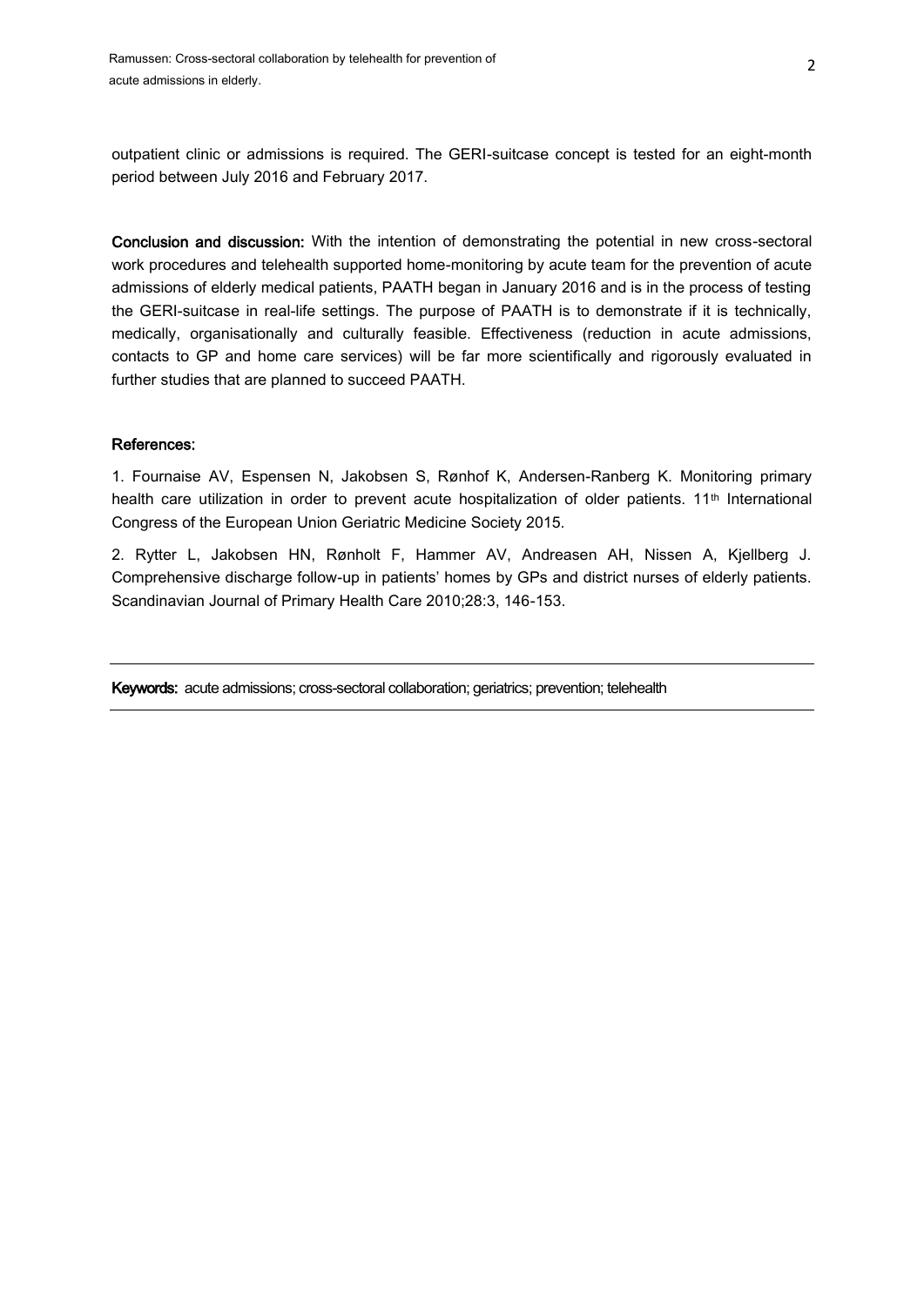outpatient clinic or admissions is required. The GERI-suitcase concept is tested for an eight-month period between July 2016 and February 2017.

**Conclusion and discussion:** With the intention of demonstrating the potential in new cross-sectoral work procedures and telehealth supported home-monitoring by acute team for the prevention of acute admissions of elderly medical patients, PAATH began in January 2016 and is in the process of testing the GERI-suitcase in real-life settings. The purpose of PAATH is to demonstrate if it is technically, medically, organisationally and culturally feasible. Effectiveness (reduction in acute admissions, contacts to GP and home care services) will be far more scientifically and rigorously evaluated in further studies that are planned to succeed PAATH.

**References:**

1. Fournaise AV, Espensen N, Jakobsen S, Rønhof K, Andersen-Ranberg K. Monitoring primary health care utilization in order to prevent acute hospitalization of older patients. 11th International Congress of the European Union Geriatric Medicine Society 2015.

2. Rytter L, Jakobsen HN, Rønholt F, Hammer AV, Andreasen AH, Nissen A, Kjellberg J. Comprehensive discharge follow-up in patients' homes by GPs and district nurses of elderly patients. Scandinavian Journal of Primary Health Care 2010;28:3, 146-153.

---

**Keywords:** acute admissions; cross-sectoral collaboration; geriatrics; prevention; telehealth

---